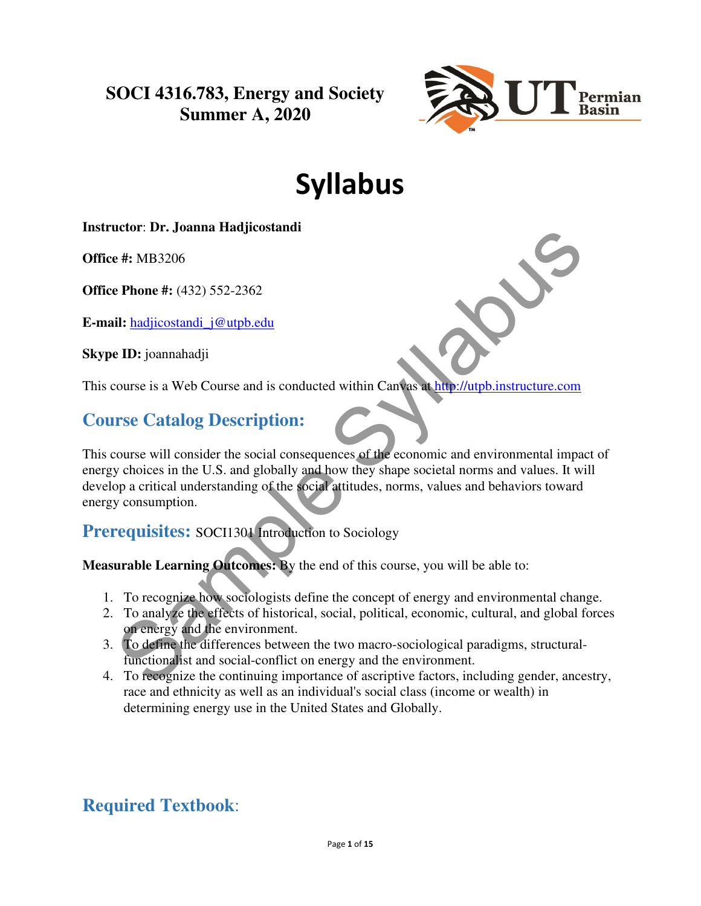**SOCI 4316.783, Energy and Society**
**Summer A, 2020**

# Syllabus

**Instructor**: **Dr. Joanna Hadjicostandi**

**Office #:** MB3206

**Office Phone #:** (432) 552-2362

**E-mail:** hadjicostandi_j@utpb.edu

**Skype ID:** joannahadji

This course is a Web Course and is conducted within Canvas at http://utpb.instructure.com

## Course Catalog Description:

This course will consider the social consequences of the economic and environmental impact of energy choices in the U.S. and globally and how they shape societal norms and values. It will develop a critical understanding of the social attitudes, norms, values and behaviors toward energy consumption.

## Prerequisites: SOCI1301 Introduction to Sociology

**Measurable Learning Outcomes:** By the end of this course, you will be able to:

1. To recognize how sociologists define the concept of energy and environmental change.
2. To analyze the effects of historical, social, political, economic, cultural, and global forces on energy and the environment.
3. To define the differences between the two macro-sociological paradigms, structural-functionalist and social-conflict on energy and the environment.
4. To recognize the continuing importance of ascriptive factors, including gender, ancestry, race and ethnicity as well as an individual's social class (income or wealth) in determining energy use in the United States and Globally.

## Required Textbook: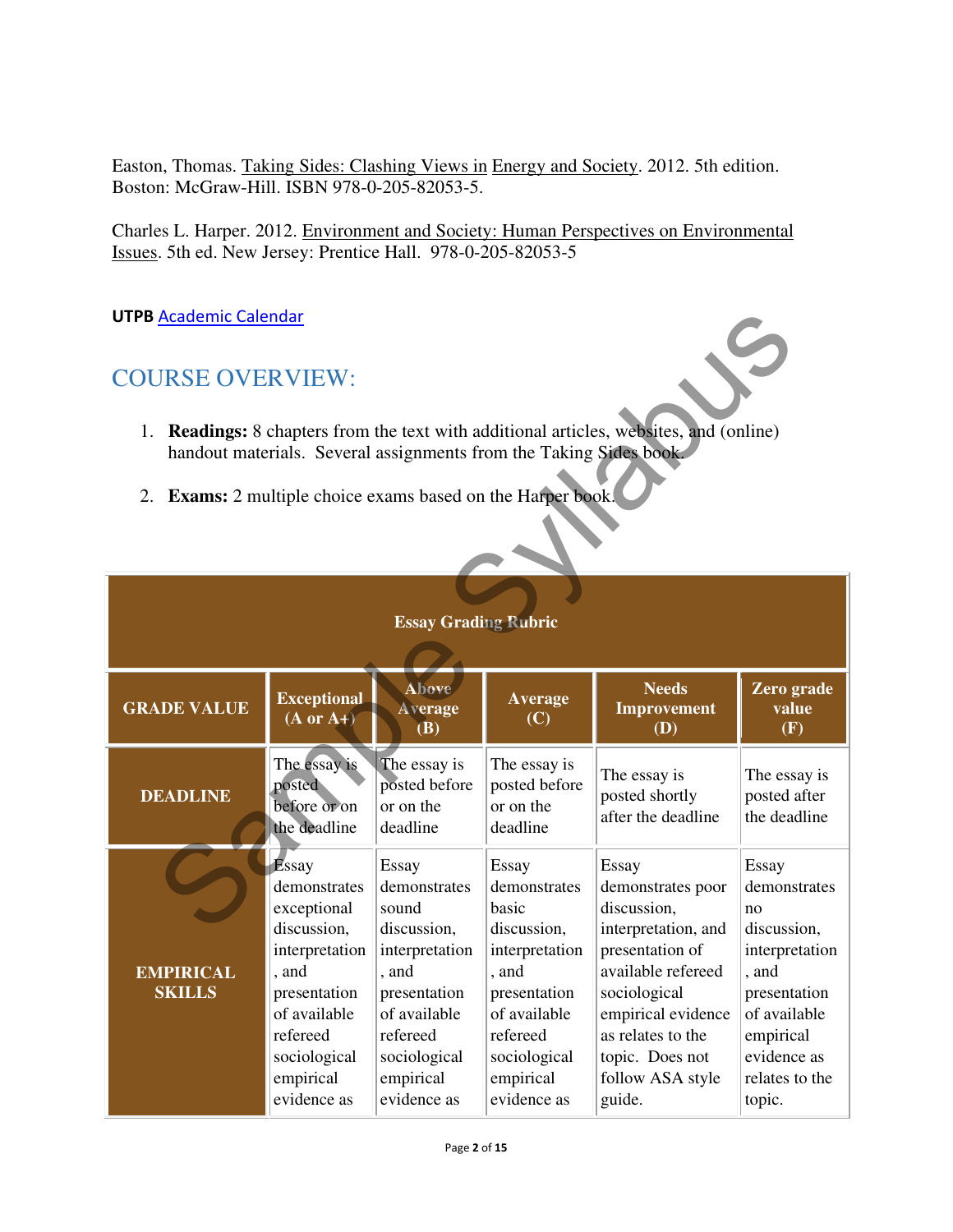Easton, Thomas. Taking Sides: Clashing Views in Energy and Society. 2012. 5th edition. Boston: McGraw-Hill. ISBN 978-0-205-82053-5.

Charles L. Harper. 2012. Environment and Society: Human Perspectives on Environmental Issues. 5th ed. New Jersey: Prentice Hall. 978-0-205-82053-5

**UTPB** Academic Calendar

## COURSE OVERVIEW:

1. **Readings:** 8 chapters from the text with additional articles, websites, and (online) handout materials. Several assignments from the Taking Sides book.

2. **Exams:** 2 multiple choice exams based on the Harper book.

| Essay Grading Rubric | | | | | |
|---|---|---|---|---|---|
| **GRADE VALUE** | **Exceptional (A or A+)** | **Above Average (B)** | **Average (C)** | **Needs Improvement (D)** | **Zero grade value (F)** |
| **DEADLINE** | The essay is posted before or on the deadline | The essay is posted before or on the deadline | The essay is posted before or on the deadline | The essay is posted shortly after the deadline | The essay is posted after the deadline |
| **EMPIRICAL SKILLS** | Essay demonstrates exceptional discussion, interpretation, and presentation of available refereed sociological empirical evidence as | Essay demonstrates sound discussion, interpretation, and presentation of available refereed sociological empirical evidence as | Essay demonstrates basic discussion, interpretation, and presentation of available refereed sociological empirical evidence as | Essay demonstrates poor discussion, interpretation, and presentation of available refereed sociological empirical evidence as relates to the topic. Does not follow ASA style guide. | Essay demonstrates no discussion, interpretation, and presentation of available empirical evidence as relates to the topic. |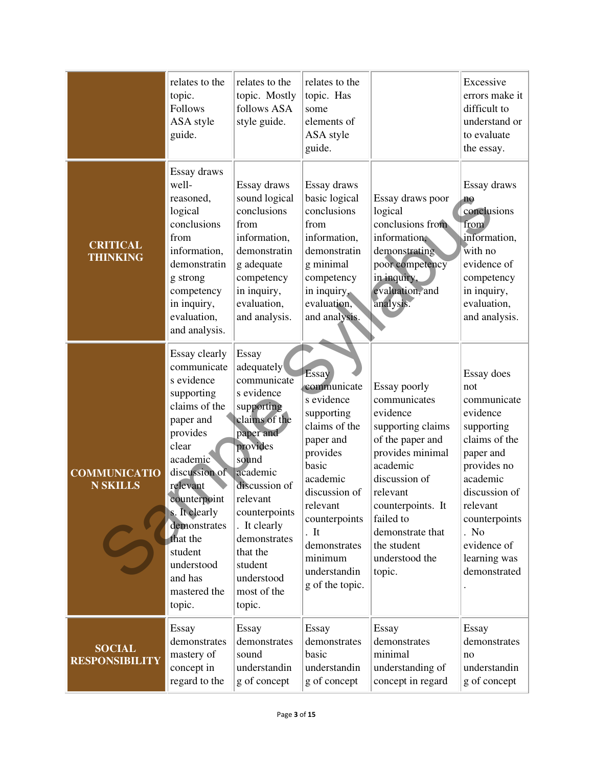| | | | | | |
|---|---|---|---|---|---|
| | relates to the topic. Follows ASA style guide. | relates to the topic. Mostly follows ASA style guide. | relates to the topic. Has some elements of ASA style guide. | | Excessive errors make it difficult to understand or to evaluate the essay. |
| **CRITICAL THINKING** | Essay draws well-reasoned, logical conclusions from information, demonstrating strong competency in inquiry, evaluation, and analysis. | Essay draws sound logical conclusions from information, demonstrating adequate competency in inquiry, evaluation, and analysis. | Essay draws basic logical conclusions from information, demonstrating minimal competency in inquiry, evaluation, and analysis. | Essay draws poor logical conclusions from information, demonstrating poor competency in inquiry, evaluation, and analysis. | Essay draws no conclusions from information, with no evidence of competency in inquiry, evaluation, and analysis. |
| **COMMUNICATION SKILLS** | Essay clearly communicates evidence supporting claims of the paper and provides clear academic discussion of relevant counterpoints. It clearly demonstrates that the student understood and has mastered the topic. | Essay adequately communicates evidence supporting claims of the paper and provides sound academic discussion of relevant counterpoints. It clearly demonstrates that the student understood most of the topic. | Essay communicates evidence supporting claims of the paper and provides basic academic discussion of relevant counterpoints. It demonstrates minimum understanding of the topic. | Essay poorly communicates evidence supporting claims of the paper and provides minimal academic discussion of relevant counterpoints. It failed to demonstrate that the student understood the topic. | Essay does not communicate evidence supporting claims of the paper and provides no academic discussion of relevant counterpoints. No evidence of learning was demonstrated. |
| **SOCIAL RESPONSIBILITY** | Essay demonstrates mastery of concept in regard to the | Essay demonstrates sound understanding of concept | Essay demonstrates basic understanding of concept | Essay demonstrates minimal understanding of concept in regard | Essay demonstrates no understanding of concept |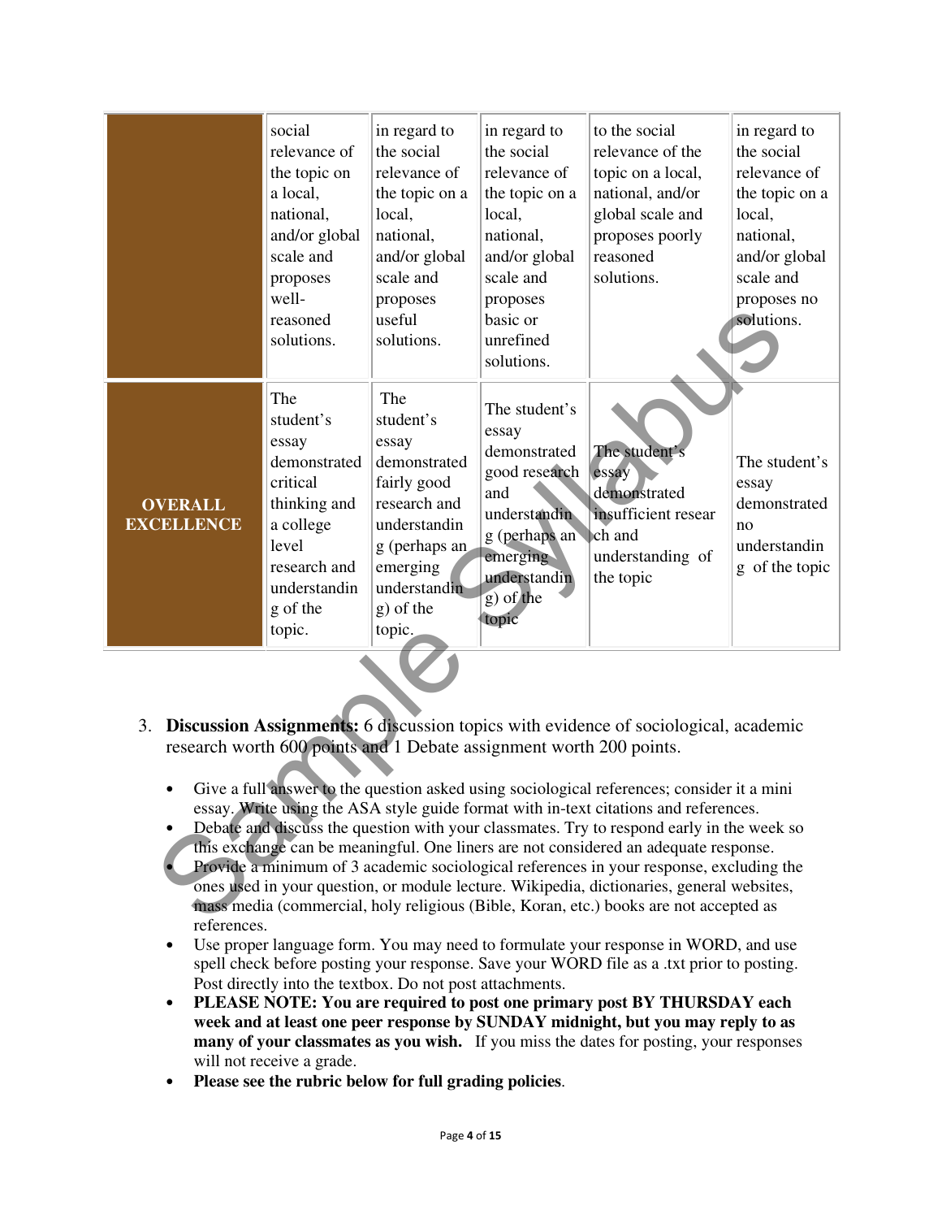| | | | | | |
|---|---|---|---|---|---|
| | social relevance of the topic on a local, national, and/or global scale and proposes well-reasoned solutions. | in regard to the social relevance of the topic on a local, national, and/or global scale and proposes useful solutions. | in regard to the social relevance of the topic on a local, national, and/or global scale and proposes basic or unrefined solutions. | to the social relevance of the topic on a local, national, and/or global scale and proposes poorly reasoned solutions. | in regard to the social relevance of the topic on a local, national, and/or global scale and proposes no solutions. |
| **OVERALL EXCELLENCE** | The student's essay demonstrated critical thinking and a college level research and understanding of the topic. | The student's essay demonstrated fairly good research and understanding (perhaps an emerging understanding) of the topic. | The student's essay demonstrated good research and understanding (perhaps an emerging understanding) of the topic | The student's essay demonstrated insufficient research and understanding of the topic | The student's essay demonstrated no understanding of the topic |

3. **Discussion Assignments:** 6 discussion topics with evidence of sociological, academic research worth 600 points and 1 Debate assignment worth 200 points.

   - Give a full answer to the question asked using sociological references; consider it a mini essay. Write using the ASA style guide format with in-text citations and references.
   - Debate and discuss the question with your classmates. Try to respond early in the week so this exchange can be meaningful. One liners are not considered an adequate response.
   - Provide a minimum of 3 academic sociological references in your response, excluding the ones used in your question, or module lecture. Wikipedia, dictionaries, general websites, mass media (commercial, holy religious (Bible, Koran, etc.) books are not accepted as references.
   - Use proper language form. You may need to formulate your response in WORD, and use spell check before posting your response. Save your WORD file as a .txt prior to posting. Post directly into the textbox. Do not post attachments.
   - **PLEASE NOTE: You are required to post one primary post BY THURSDAY each week and at least one peer response by SUNDAY midnight, but you may reply to as many of your classmates as you wish.** If you miss the dates for posting, your responses will not receive a grade.
   - **Please see the rubric below for full grading policies**.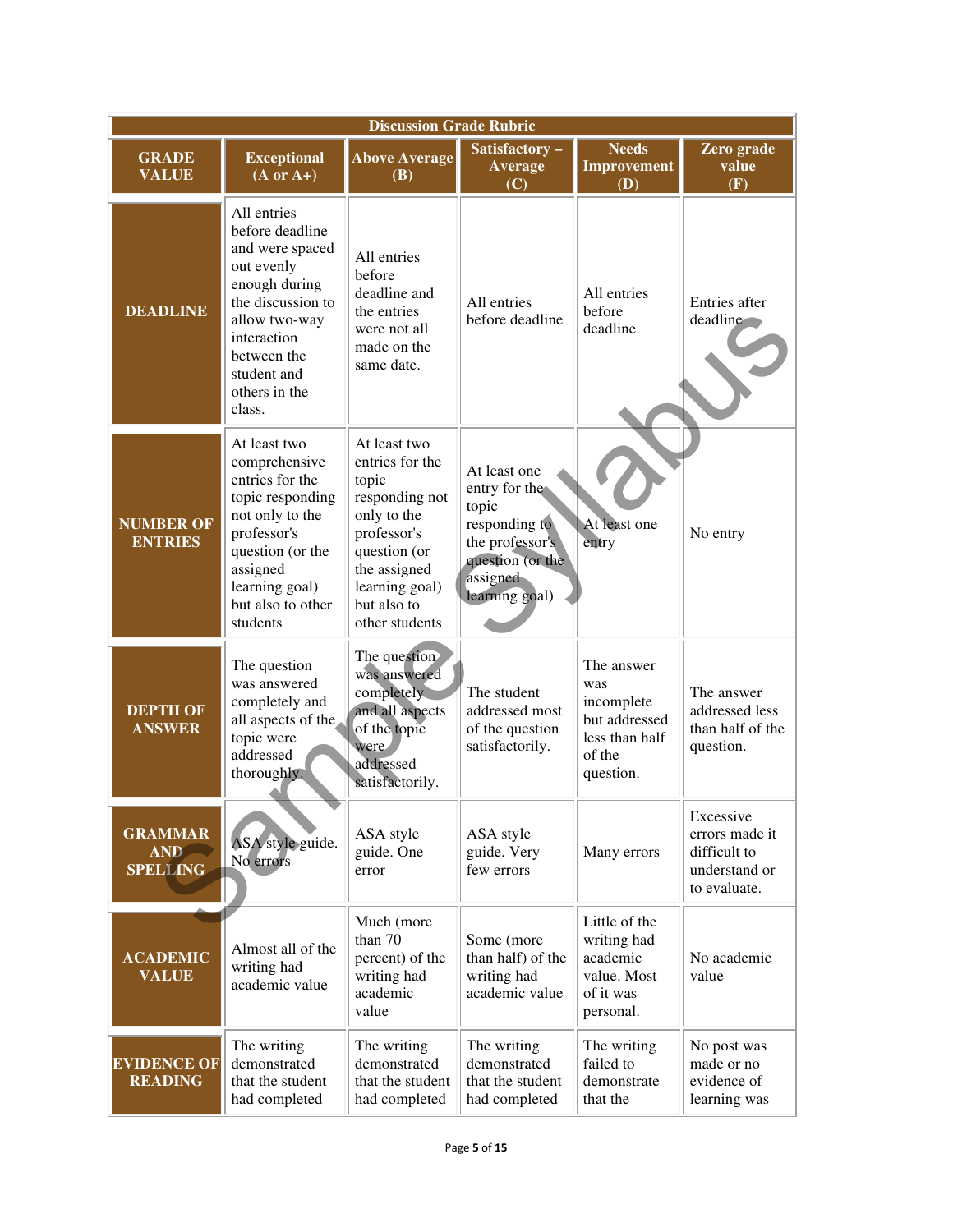| Discussion Grade Rubric | | | | | |
|---|---|---|---|---|---|
| **GRADE VALUE** | **Exceptional (A or A+)** | **Above Average (B)** | **Satisfactory – Average (C)** | **Needs Improvement (D)** | **Zero grade value (F)** |
| **DEADLINE** | All entries before deadline and were spaced out evenly enough during the discussion to allow two-way interaction between the student and others in the class. | All entries before deadline and the entries were not all made on the same date. | All entries before deadline | All entries before deadline | Entries after deadline |
| **NUMBER OF ENTRIES** | At least two comprehensive entries for the topic responding not only to the professor's question (or the assigned learning goal) but also to other students | At least two entries for the topic responding not only to the professor's question (or the assigned learning goal) but also to other students | At least one entry for the topic responding to the professor's question (or the assigned learning goal) | At least one entry | No entry |
| **DEPTH OF ANSWER** | The question was answered completely and all aspects of the topic were addressed thoroughly. | The question was answered completely and all aspects of the topic were addressed satisfactorily. | The student addressed most of the question satisfactorily. | The answer was incomplete but addressed less than half of the question. | The answer addressed less than half of the question. |
| **GRAMMAR AND SPELLING** | ASA style guide. No errors | ASA style guide. One error | ASA style guide. Very few errors | Many errors | Excessive errors made it difficult to understand or to evaluate. |
| **ACADEMIC VALUE** | Almost all of the writing had academic value | Much (more than 70 percent) of the writing had academic value | Some (more than half) of the writing had academic value | Little of the writing had academic value. Most of it was personal. | No academic value |
| **EVIDENCE OF READING** | The writing demonstrated that the student had completed | The writing demonstrated that the student had completed | The writing demonstrated that the student had completed | The writing failed to demonstrate that the | No post was made or no evidence of learning was |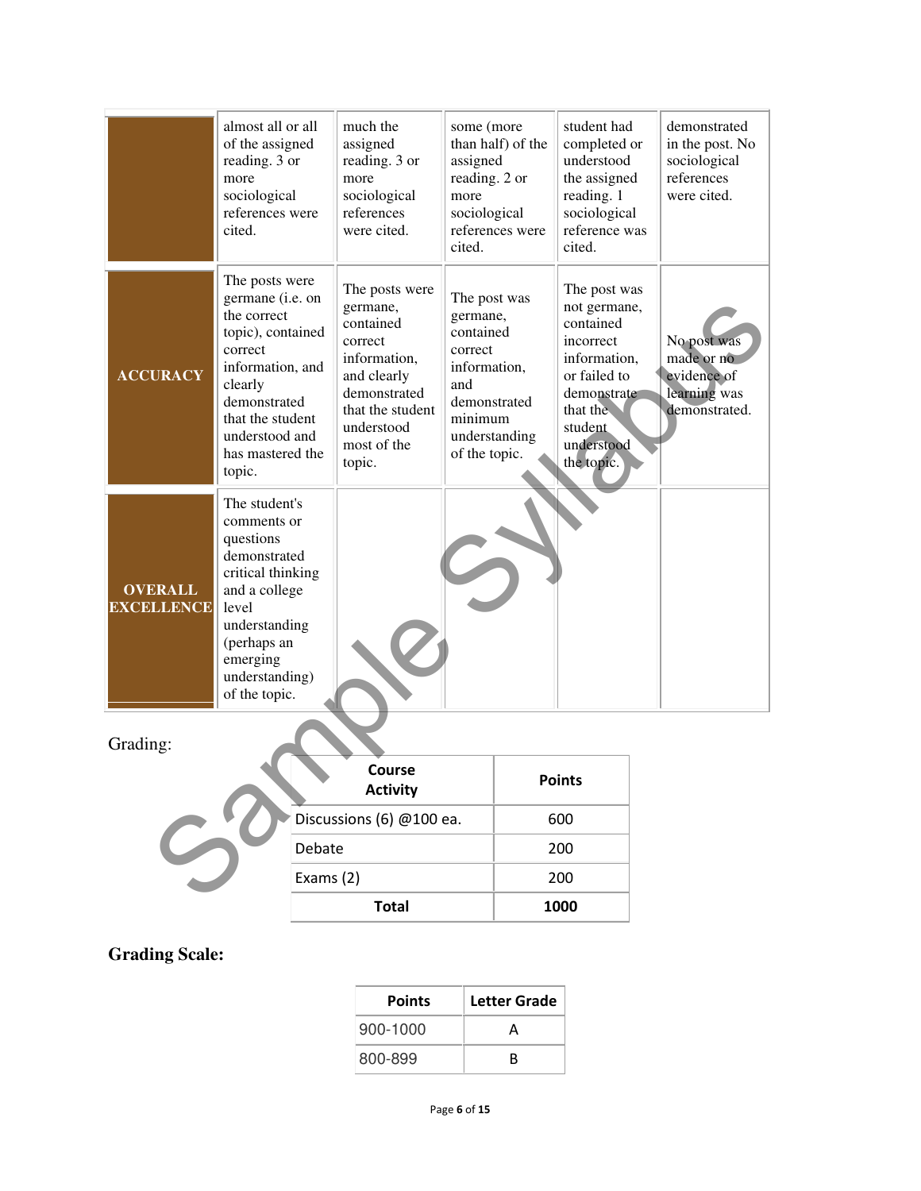| | | | | | |
|---|---|---|---|---|---|
| | almost all or all of the assigned reading. 3 or more sociological references were cited. | much the assigned reading. 3 or more sociological references were cited. | some (more than half) of the assigned reading. 2 or more sociological references were cited. | student had completed or understood the assigned reading. 1 sociological reference was cited. | demonstrated in the post. No sociological references were cited. |
| **ACCURACY** | The posts were germane (i.e. on the correct topic), contained correct information, and clearly demonstrated that the student understood and has mastered the topic. | The posts were germane, contained correct information, and clearly demonstrated that the student understood most of the topic. | The post was germane, contained correct information, and demonstrated minimum understanding of the topic. | The post was not germane, contained incorrect information, or failed to demonstrate that the student understood the topic. | No post was made or no evidence of learning was demonstrated. |
| **OVERALL EXCELLENCE** | The student's comments or questions demonstrated critical thinking and a college level understanding (perhaps an emerging understanding) of the topic. | | | | |

Grading:

| Course Activity | Points |
|---|---|
| Discussions (6) @100 ea. | 600 |
| Debate | 200 |
| Exams (2) | 200 |
| **Total** | **1000** |

**Grading Scale:**

| Points | Letter Grade |
|---|---|
| 900-1000 | A |
| 800-899 | B |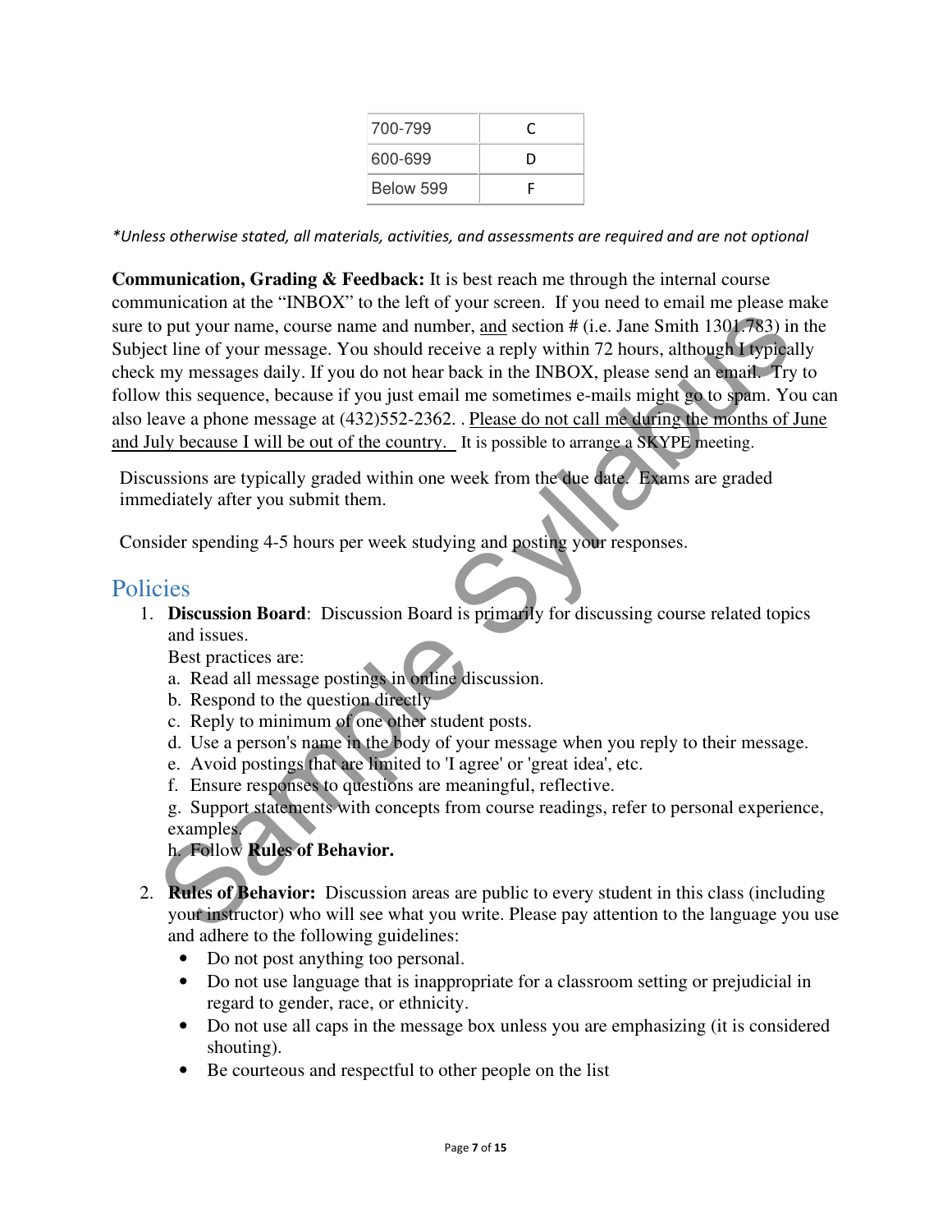| 700-799 | C |
| --- | --- |
| 600-699 | D |
| Below 599 | F |

*\*Unless otherwise stated, all materials, activities, and assessments are required and are not optional*

**Communication, Grading & Feedback:** It is best reach me through the internal course communication at the "INBOX" to the left of your screen. If you need to email me please make sure to put your name, course name and number, and section # (i.e. Jane Smith 1301.783) in the Subject line of your message. You should receive a reply within 72 hours, although I typically check my messages daily. If you do not hear back in the INBOX, please send an email. Try to follow this sequence, because if you just email me sometimes e-mails might go to spam. You can also leave a phone message at (432)552-2362. . Please do not call me during the months of June and July because I will be out of the country. It is possible to arrange a SKYPE meeting.

Discussions are typically graded within one week from the due date. Exams are graded immediately after you submit them.

Consider spending 4-5 hours per week studying and posting your responses.

## Policies

1. **Discussion Board**: Discussion Board is primarily for discussing course related topics and issues.
   Best practices are:
   a. Read all message postings in online discussion.
   b. Respond to the question directly
   c. Reply to minimum of one other student posts.
   d. Use a person's name in the body of your message when you reply to their message.
   e. Avoid postings that are limited to 'I agree' or 'great idea', etc.
   f. Ensure responses to questions are meaningful, reflective.
   g. Support statements with concepts from course readings, refer to personal experience, examples.
   h. Follow **Rules of Behavior.**

2. **Rules of Behavior:** Discussion areas are public to every student in this class (including your instructor) who will see what you write. Please pay attention to the language you use and adhere to the following guidelines:
   - Do not post anything too personal.
   - Do not use language that is inappropriate for a classroom setting or prejudicial in regard to gender, race, or ethnicity.
   - Do not use all caps in the message box unless you are emphasizing (it is considered shouting).
   - Be courteous and respectful to other people on the list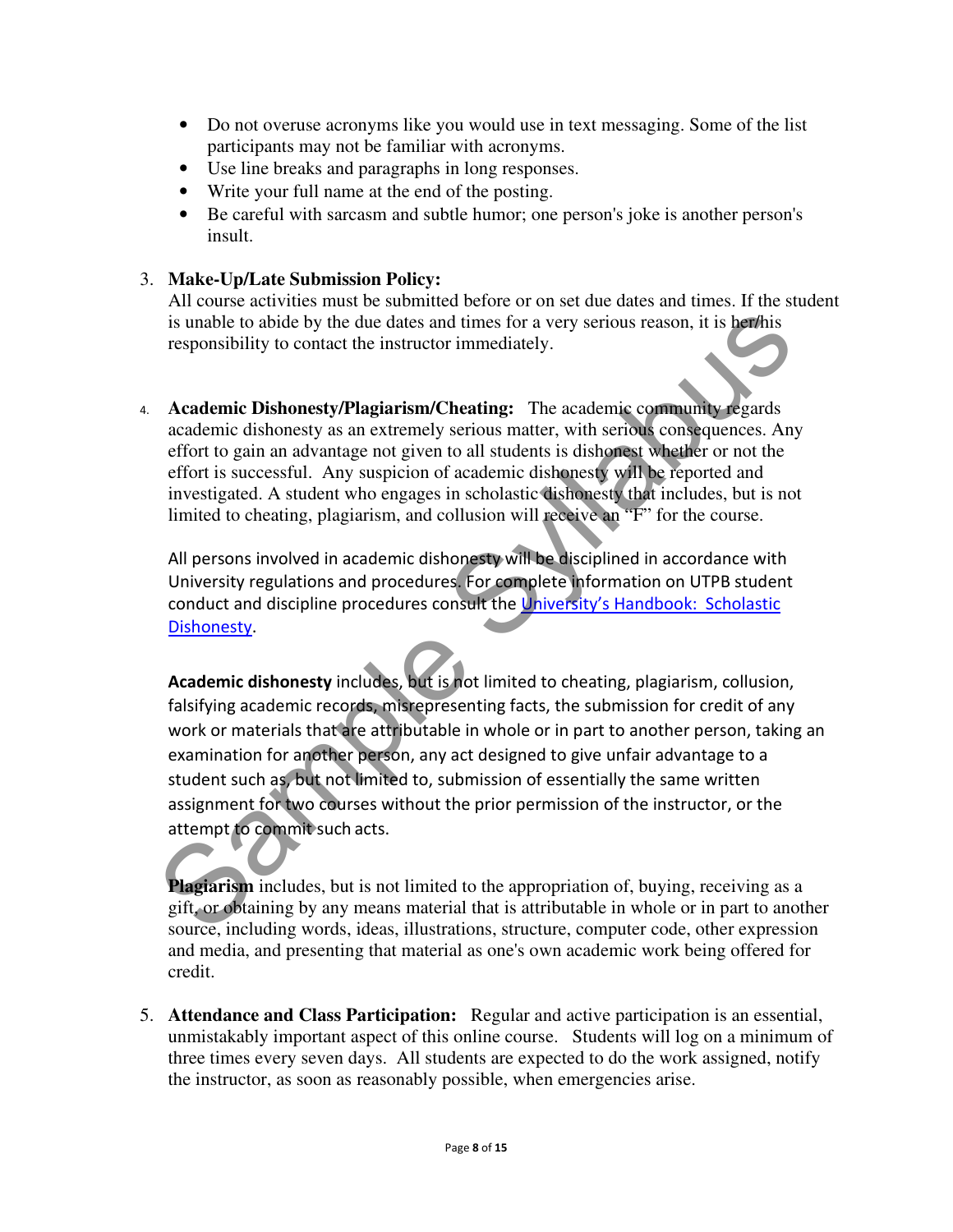- Do not overuse acronyms like you would use in text messaging. Some of the list participants may not be familiar with acronyms.
- Use line breaks and paragraphs in long responses.
- Write your full name at the end of the posting.
- Be careful with sarcasm and subtle humor; one person's joke is another person's insult.

3. **Make-Up/Late Submission Policy:**
   All course activities must be submitted before or on set due dates and times. If the student is unable to abide by the due dates and times for a very serious reason, it is her/his responsibility to contact the instructor immediately.

4. **Academic Dishonesty/Plagiarism/Cheating:** The academic community regards academic dishonesty as an extremely serious matter, with serious consequences. Any effort to gain an advantage not given to all students is dishonest whether or not the effort is successful. Any suspicion of academic dishonesty will be reported and investigated. A student who engages in scholastic dishonesty that includes, but is not limited to cheating, plagiarism, and collusion will receive an "F" for the course.

   All persons involved in academic dishonesty will be disciplined in accordance with University regulations and procedures. For complete information on UTPB student conduct and discipline procedures consult the University's Handbook: Scholastic Dishonesty.

   **Academic dishonesty** includes, but is not limited to cheating, plagiarism, collusion, falsifying academic records, misrepresenting facts, the submission for credit of any work or materials that are attributable in whole or in part to another person, taking an examination for another person, any act designed to give unfair advantage to a student such as, but not limited to, submission of essentially the same written assignment for two courses without the prior permission of the instructor, or the attempt to commit such acts.

   **Plagiarism** includes, but is not limited to the appropriation of, buying, receiving as a gift, or obtaining by any means material that is attributable in whole or in part to another source, including words, ideas, illustrations, structure, computer code, other expression and media, and presenting that material as one's own academic work being offered for credit.

5. **Attendance and Class Participation:** Regular and active participation is an essential, unmistakably important aspect of this online course. Students will log on a minimum of three times every seven days. All students are expected to do the work assigned, notify the instructor, as soon as reasonably possible, when emergencies arise.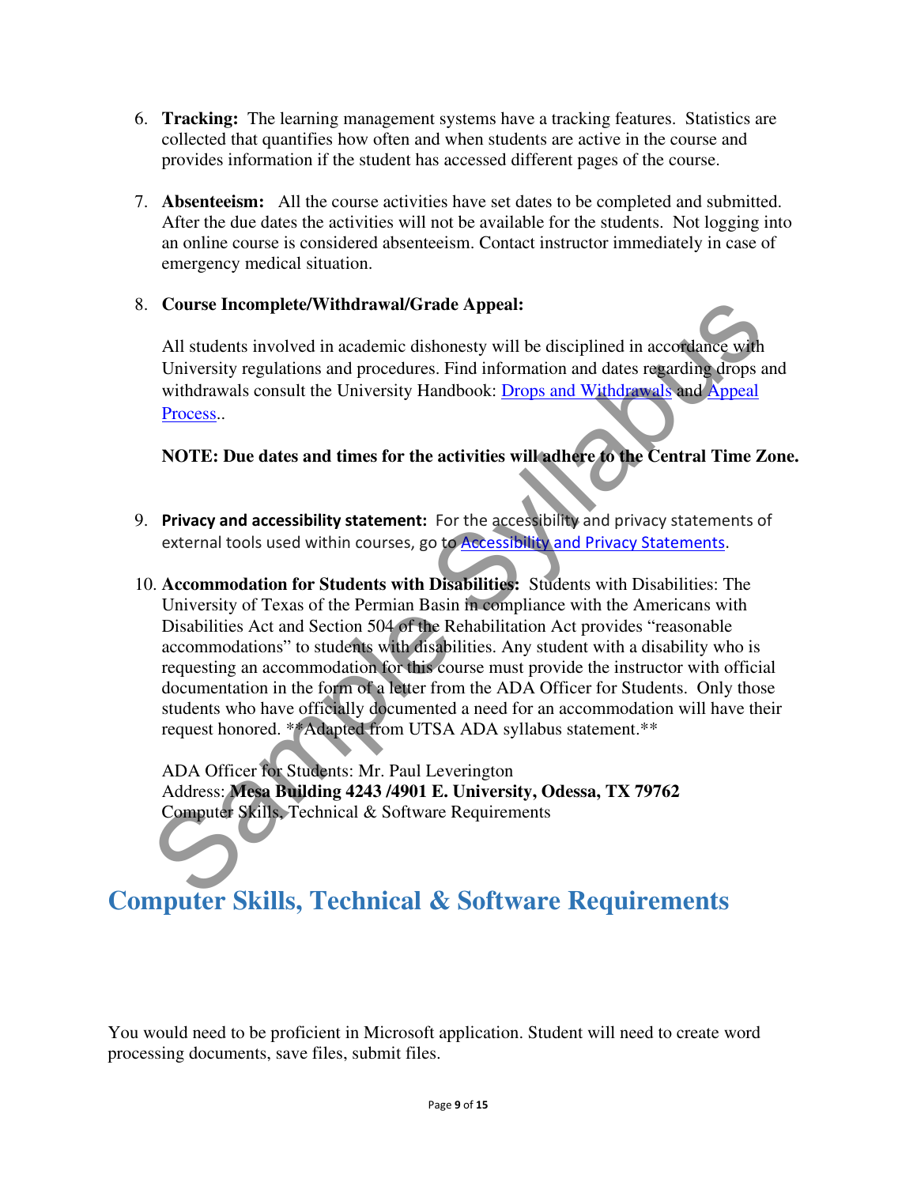6. **Tracking:** The learning management systems have a tracking features. Statistics are collected that quantifies how often and when students are active in the course and provides information if the student has accessed different pages of the course.

7. **Absenteeism:** All the course activities have set dates to be completed and submitted. After the due dates the activities will not be available for the students. Not logging into an online course is considered absenteeism. Contact instructor immediately in case of emergency medical situation.

8. **Course Incomplete/Withdrawal/Grade Appeal:**

   All students involved in academic dishonesty will be disciplined in accordance with University regulations and procedures. Find information and dates regarding drops and withdrawals consult the University Handbook: Drops and Withdrawals and Appeal Process..

   **NOTE: Due dates and times for the activities will adhere to the Central Time Zone.**

9. **Privacy and accessibility statement:** For the accessibility and privacy statements of external tools used within courses, go to Accessibility and Privacy Statements.

10. **Accommodation for Students with Disabilities:** Students with Disabilities: The University of Texas of the Permian Basin in compliance with the Americans with Disabilities Act and Section 504 of the Rehabilitation Act provides "reasonable accommodations" to students with disabilities. Any student with a disability who is requesting an accommodation for this course must provide the instructor with official documentation in the form of a letter from the ADA Officer for Students. Only those students who have officially documented a need for an accommodation will have their request honored. **Adapted from UTSA ADA syllabus statement.**

    ADA Officer for Students: Mr. Paul Leverington
    Address: **Mesa Building 4243 /4901 E. University, Odessa, TX 79762**
    Computer Skills, Technical & Software Requirements

## Computer Skills, Technical & Software Requirements

You would need to be proficient in Microsoft application. Student will need to create word processing documents, save files, submit files.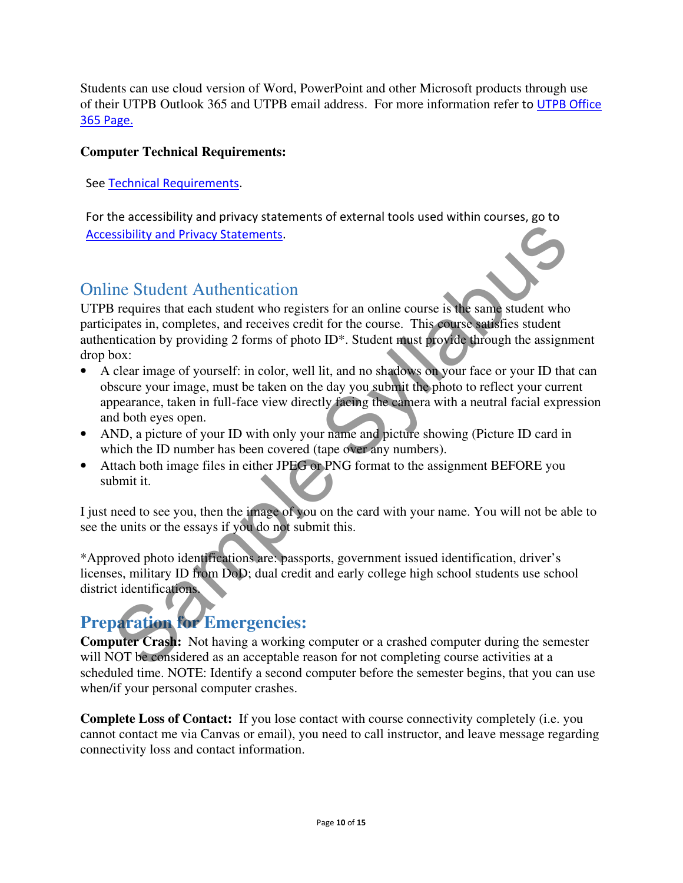Students can use cloud version of Word, PowerPoint and other Microsoft products through use of their UTPB Outlook 365 and UTPB email address. For more information refer to UTPB Office 365 Page.

**Computer Technical Requirements:**

See Technical Requirements.

For the accessibility and privacy statements of external tools used within courses, go to Accessibility and Privacy Statements.

## Online Student Authentication

UTPB requires that each student who registers for an online course is the same student who participates in, completes, and receives credit for the course. This course satisfies student authentication by providing 2 forms of photo ID*. Student must provide through the assignment drop box:

- A clear image of yourself: in color, well lit, and no shadows on your face or your ID that can obscure your image, must be taken on the day you submit the photo to reflect your current appearance, taken in full-face view directly facing the camera with a neutral facial expression and both eyes open.
- AND, a picture of your ID with only your name and picture showing (Picture ID card in which the ID number has been covered (tape over any numbers).
- Attach both image files in either JPEG or PNG format to the assignment BEFORE you submit it.

I just need to see you, then the image of you on the card with your name. You will not be able to see the units or the essays if you do not submit this.

*Approved photo identifications are: passports, government issued identification, driver's licenses, military ID from DoD; dual credit and early college high school students use school district identifications.

## Preparation for Emergencies:

**Computer Crash:** Not having a working computer or a crashed computer during the semester will NOT be considered as an acceptable reason for not completing course activities at a scheduled time. NOTE: Identify a second computer before the semester begins, that you can use when/if your personal computer crashes.

**Complete Loss of Contact:** If you lose contact with course connectivity completely (i.e. you cannot contact me via Canvas or email), you need to call instructor, and leave message regarding connectivity loss and contact information.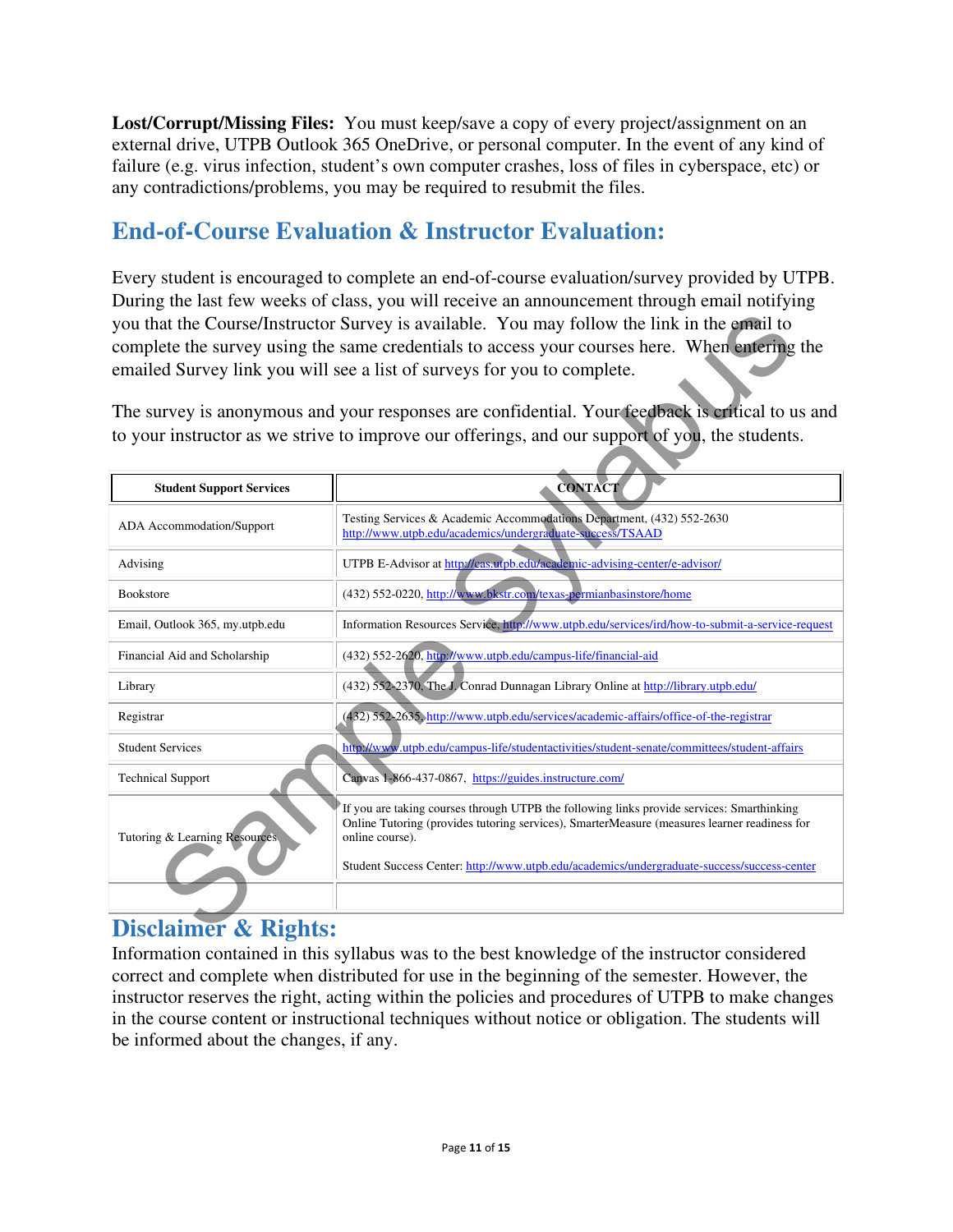**Lost/Corrupt/Missing Files:** You must keep/save a copy of every project/assignment on an external drive, UTPB Outlook 365 OneDrive, or personal computer. In the event of any kind of failure (e.g. virus infection, student's own computer crashes, loss of files in cyberspace, etc) or any contradictions/problems, you may be required to resubmit the files.

## End-of-Course Evaluation & Instructor Evaluation:

Every student is encouraged to complete an end-of-course evaluation/survey provided by UTPB. During the last few weeks of class, you will receive an announcement through email notifying you that the Course/Instructor Survey is available. You may follow the link in the email to complete the survey using the same credentials to access your courses here. When entering the emailed Survey link you will see a list of surveys for you to complete.

The survey is anonymous and your responses are confidential. Your feedback is critical to us and to your instructor as we strive to improve our offerings, and our support of you, the students.

| Student Support Services | CONTACT |
|---|---|
| ADA Accommodation/Support | Testing Services & Academic Accommodations Department, (432) 552-2630 http://www.utpb.edu/academics/undergraduate-success/TSAAD |
| Advising | UTPB E-Advisor at http://cas.utpb.edu/academic-advising-center/e-advisor/ |
| Bookstore | (432) 552-0220, http://www.bkstr.com/texas-permianbasinstore/home |
| Email, Outlook 365, my.utpb.edu | Information Resources Service, http://www.utpb.edu/services/ird/how-to-submit-a-service-request |
| Financial Aid and Scholarship | (432) 552-2620, http://www.utpb.edu/campus-life/financial-aid |
| Library | (432) 552-2370, The J. Conrad Dunnagan Library Online at http://library.utpb.edu/ |
| Registrar | (432) 552-2635, http://www.utpb.edu/services/academic-affairs/office-of-the-registrar |
| Student Services | http://www.utpb.edu/campus-life/studentactivities/student-senate/committees/student-affairs |
| Technical Support | Canvas 1-866-437-0867, https://guides.instructure.com/ |
| Tutoring & Learning Resources | If you are taking courses through UTPB the following links provide services: Smarthinking Online Tutoring (provides tutoring services), SmarterMeasure (measures learner readiness for online course).<br><br>Student Success Center: http://www.utpb.edu/academics/undergraduate-success/success-center |
| | |

## Disclaimer & Rights:

Information contained in this syllabus was to the best knowledge of the instructor considered correct and complete when distributed for use in the beginning of the semester. However, the instructor reserves the right, acting within the policies and procedures of UTPB to make changes in the course content or instructional techniques without notice or obligation. The students will be informed about the changes, if any.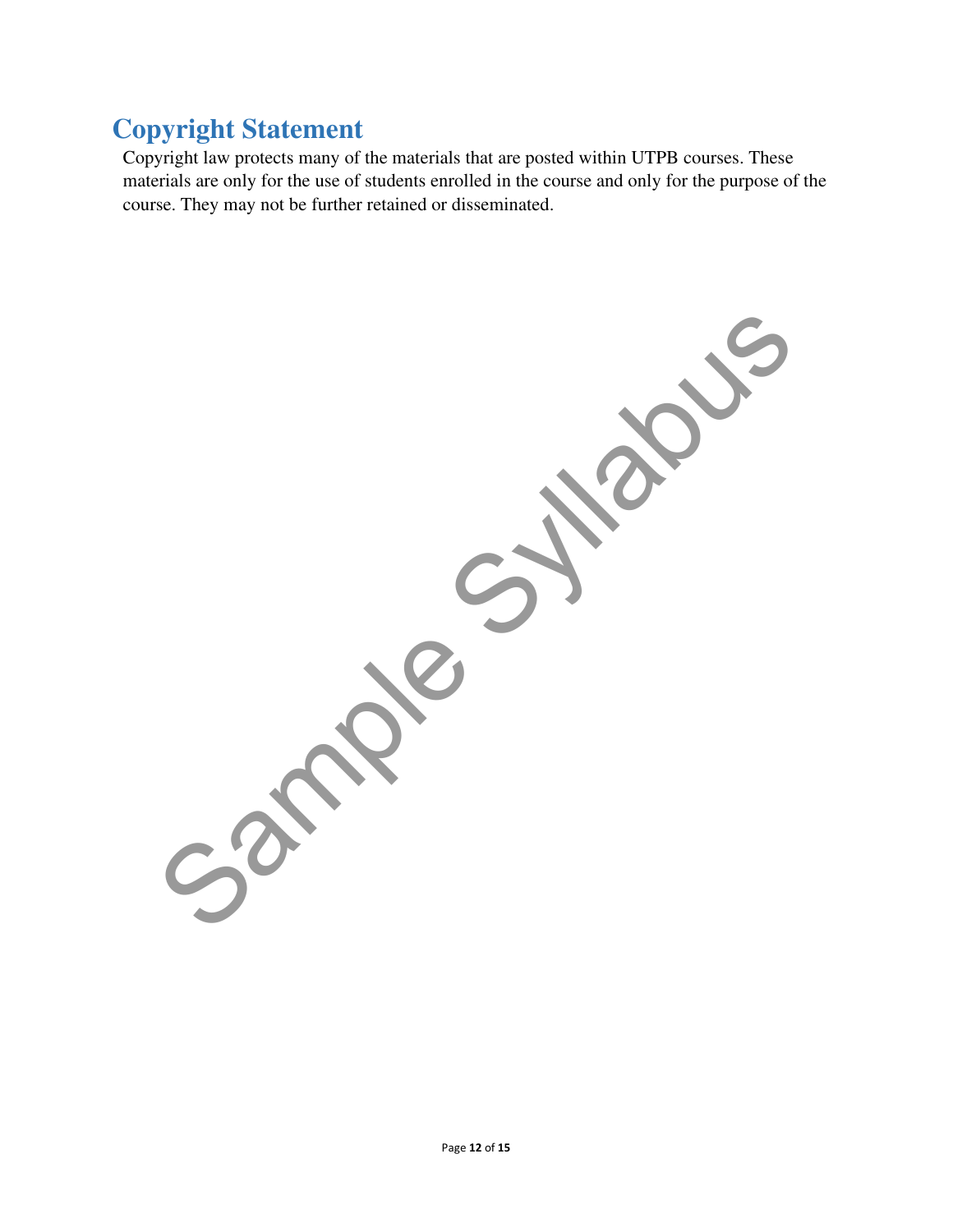## Copyright Statement

Copyright law protects many of the materials that are posted within UTPB courses. These materials are only for the use of students enrolled in the course and only for the purpose of the course. They may not be further retained or disseminated.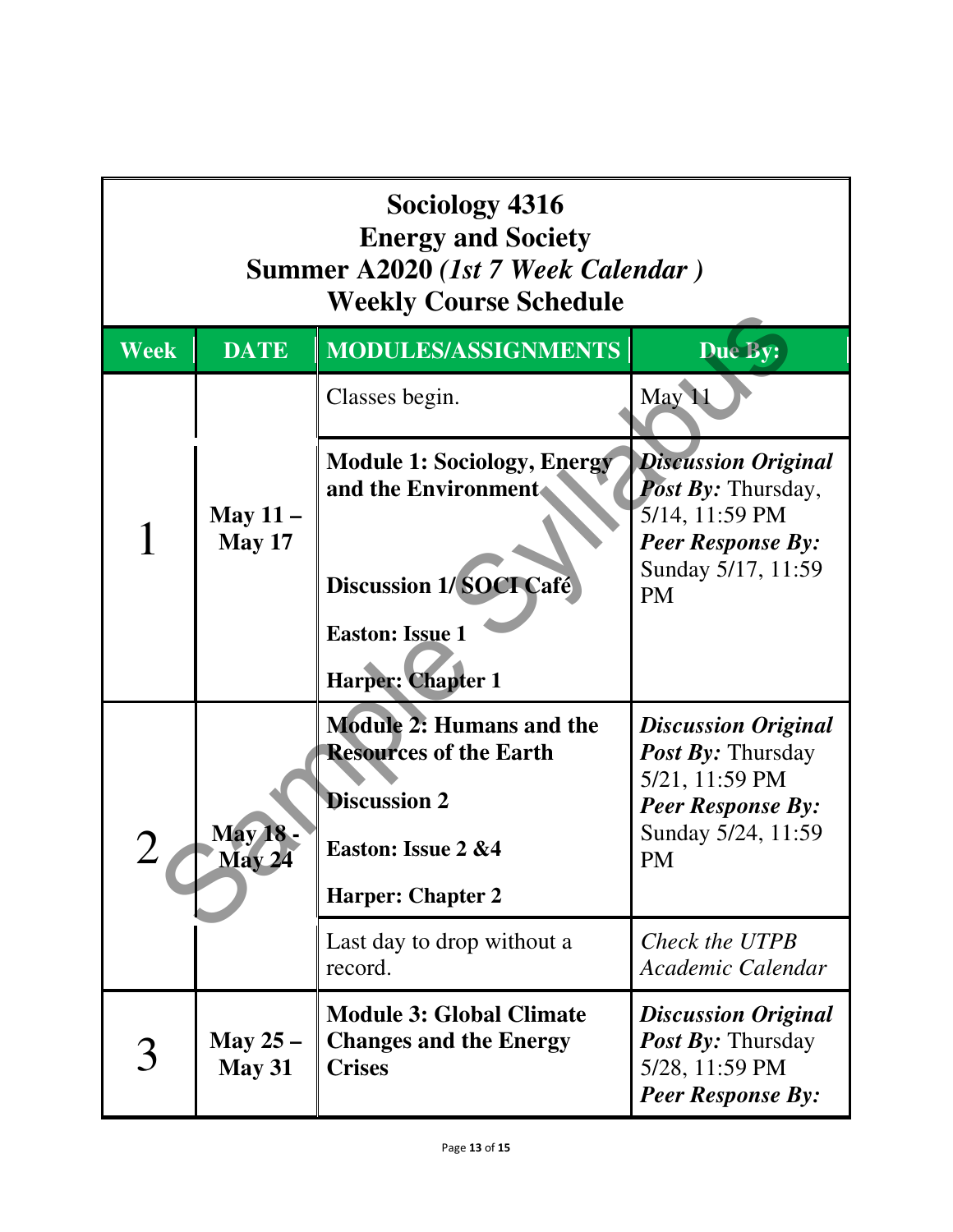# Sociology 4316
# Energy and Society
# Summer A2020 *(1st 7 Week Calendar )*
# Weekly Course Schedule

| Week | DATE | MODULES/ASSIGNMENTS | Due By: |
|---|---|---|---|
| | | Classes begin. | May 11 |
| 1 | May 11 – May 17 | **Module 1: Sociology, Energy and the Environment**<br><br>**Discussion 1/ SOCI Café**<br><br>**Easton: Issue 1**<br><br>**Harper: Chapter 1** | ***Discussion Original Post By:*** Thursday, 5/14, 11:59 PM<br>***Peer Response By:*** Sunday 5/17, 11:59 PM |
| 2 | May 18 - May 24 | **Module 2: Humans and the Resources of the Earth**<br><br>**Discussion 2**<br><br>**Easton: Issue 2 &4**<br><br>**Harper: Chapter 2** | ***Discussion Original Post By:*** Thursday 5/21, 11:59 PM<br>***Peer Response By:*** Sunday 5/24, 11:59 PM |
| | | Last day to drop without a record. | *Check the UTPB Academic Calendar* |
| 3 | May 25 – May 31 | **Module 3: Global Climate Changes and the Energy Crises** | ***Discussion Original Post By:*** Thursday 5/28, 11:59 PM<br>***Peer Response By:*** |

Sample Syllabus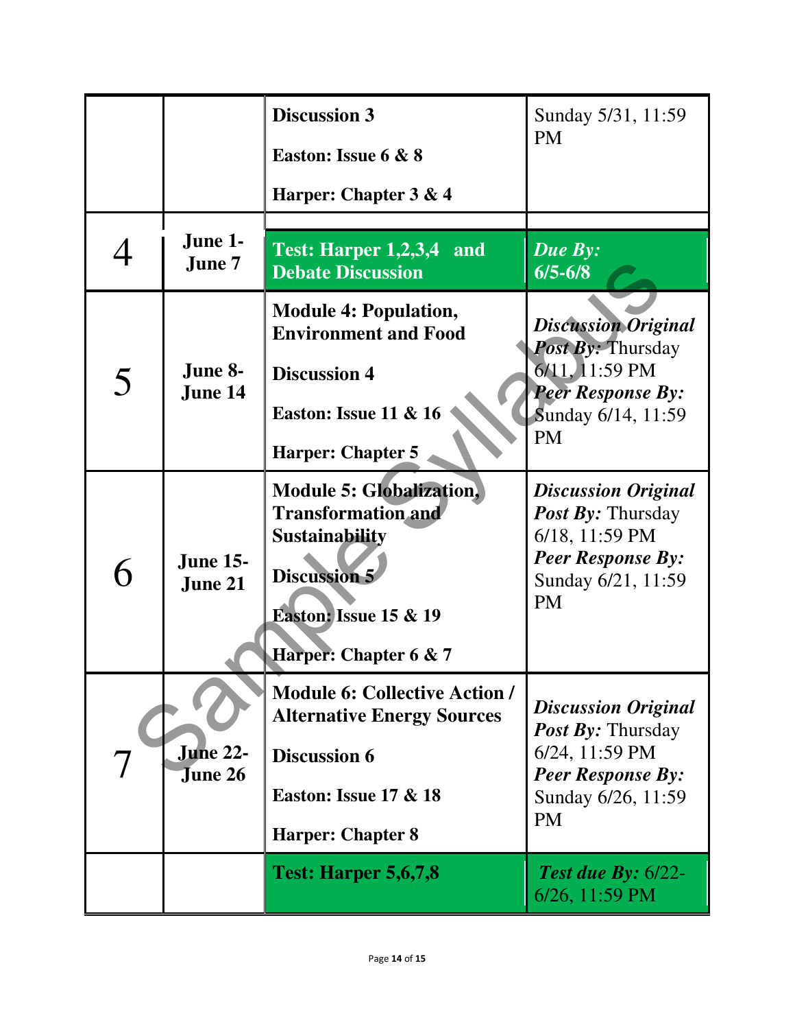| | | | |
|---|---|---|---|
| | | **Discussion 3**<br><br>**Easton: Issue 6 & 8**<br><br>**Harper: Chapter 3 & 4** | Sunday 5/31, 11:59 PM |
| 4 | **June 1-June 7** | **Test: Harper 1,2,3,4 and Debate Discussion** | ***Due By:* 6/5-6/8** |
| 5 | **June 8-June 14** | **Module 4: Population, Environment and Food**<br><br>**Discussion 4**<br><br>**Easton: Issue 11 & 16**<br><br>**Harper: Chapter 5** | ***Discussion Original Post By:*** Thursday 6/11, 11:59 PM<br>***Peer Response By:*** Sunday 6/14, 11:59 PM |
| 6 | **June 15-June 21** | **Module 5: Globalization, Transformation and Sustainability**<br><br>**Discussion 5**<br><br>**Easton: Issue 15 & 19**<br><br>**Harper: Chapter 6 & 7** | ***Discussion Original Post By:*** Thursday 6/18, 11:59 PM<br>***Peer Response By:*** Sunday 6/21, 11:59 PM |
| 7 | **June 22-June 26** | **Module 6: Collective Action / Alternative Energy Sources**<br><br>**Discussion 6**<br><br>**Easton: Issue 17 & 18**<br><br>**Harper: Chapter 8** | ***Discussion Original Post By:*** Thursday 6/24, 11:59 PM<br>***Peer Response By:*** Sunday 6/26, 11:59 PM |
| | | **Test: Harper 5,6,7,8** | ***Test due By:*** 6/22-6/26, 11:59 PM |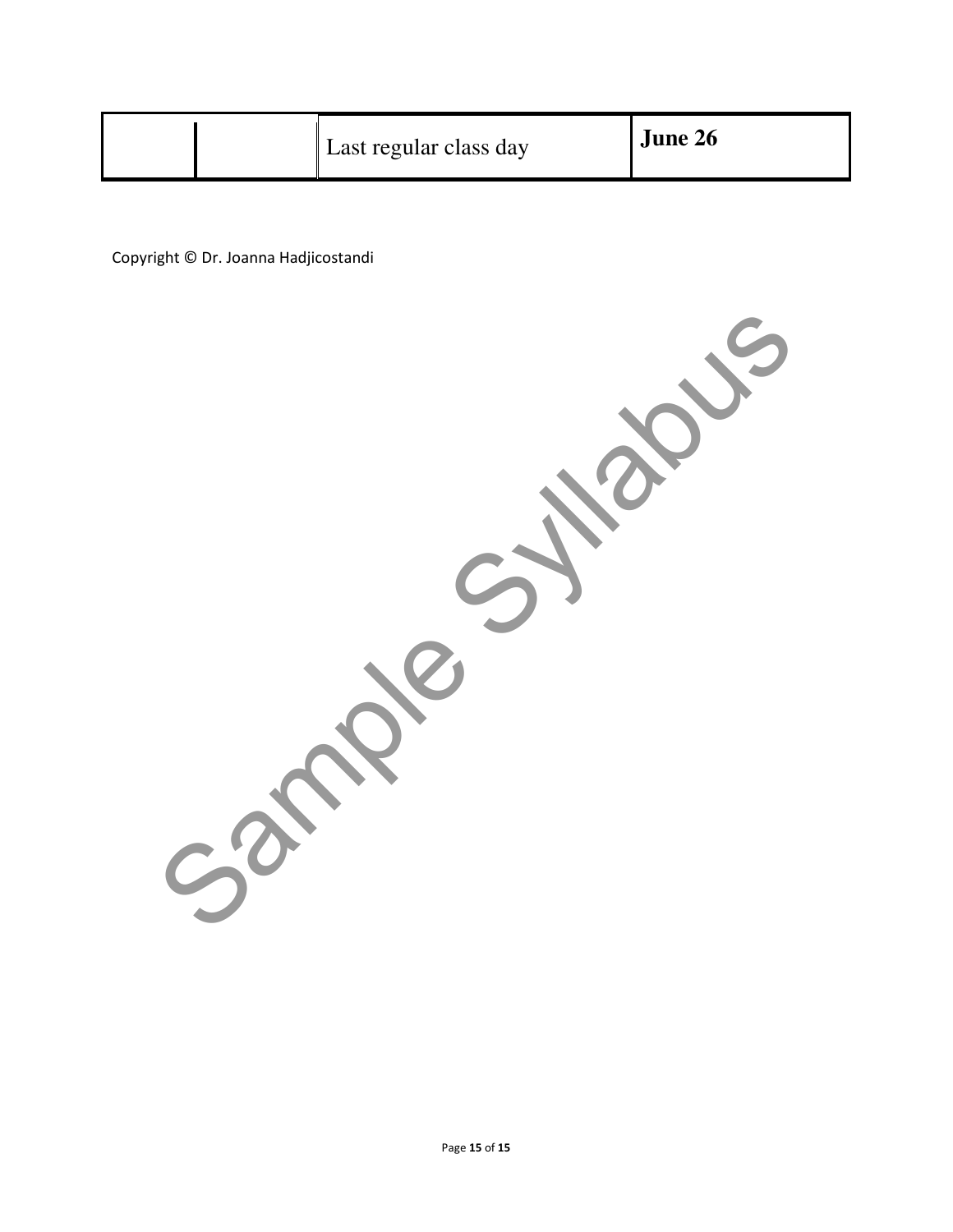| | | | |
|---|---|---|---|
| | | Last regular class day | **June 26** |

Copyright © Dr. Joanna Hadjicostandi

Sample Syllabus